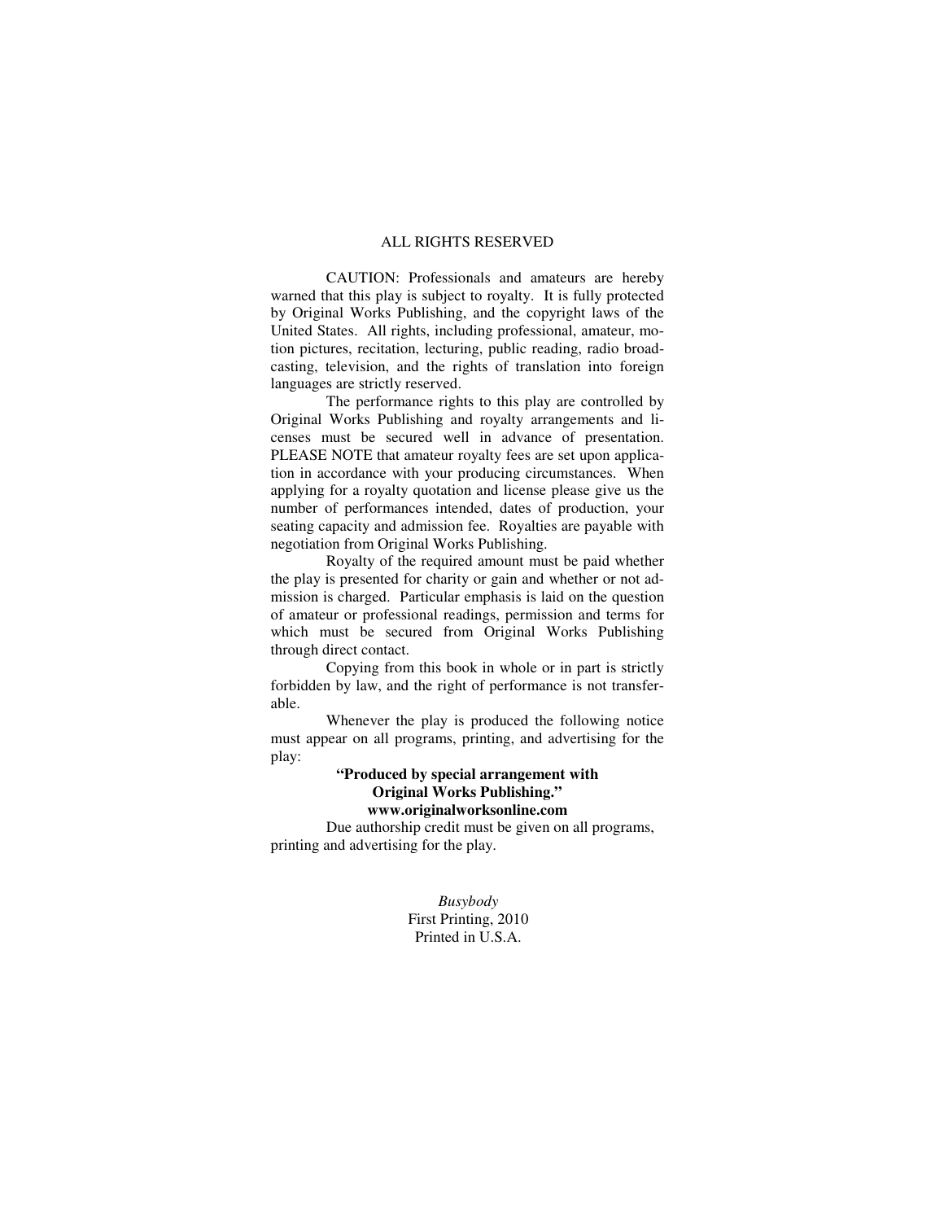ALL RIGHTS RESERVED

CAUTION: Professionals and amateurs are hereby warned that this play is subject to royalty. It is fully protected by Original Works Publishing, and the copyright laws of the United States. All rights, including professional, amateur, motion pictures, recitation, lecturing, public reading, radio broadcasting, television, and the rights of translation into foreign languages are strictly reserved.

The performance rights to this play are controlled by Original Works Publishing and royalty arrangements and licenses must be secured well in advance of presentation. PLEASE NOTE that amateur royalty fees are set upon application in accordance with your producing circumstances. When applying for a royalty quotation and license please give us the number of performances intended, dates of production, your seating capacity and admission fee. Royalties are payable with negotiation from Original Works Publishing.

Royalty of the required amount must be paid whether the play is presented for charity or gain and whether or not admission is charged. Particular emphasis is laid on the question of amateur or professional readings, permission and terms for which must be secured from Original Works Publishing through direct contact.

Copying from this book in whole or in part is strictly forbidden by law, and the right of performance is not transferable.

Whenever the play is produced the following notice must appear on all programs, printing, and advertising for the play:

**"Produced by special arrangement with Original Works Publishing."**
**www.originalworksonline.com**

Due authorship credit must be given on all programs, printing and advertising for the play.

*Busybody*
First Printing, 2010
Printed in U.S.A.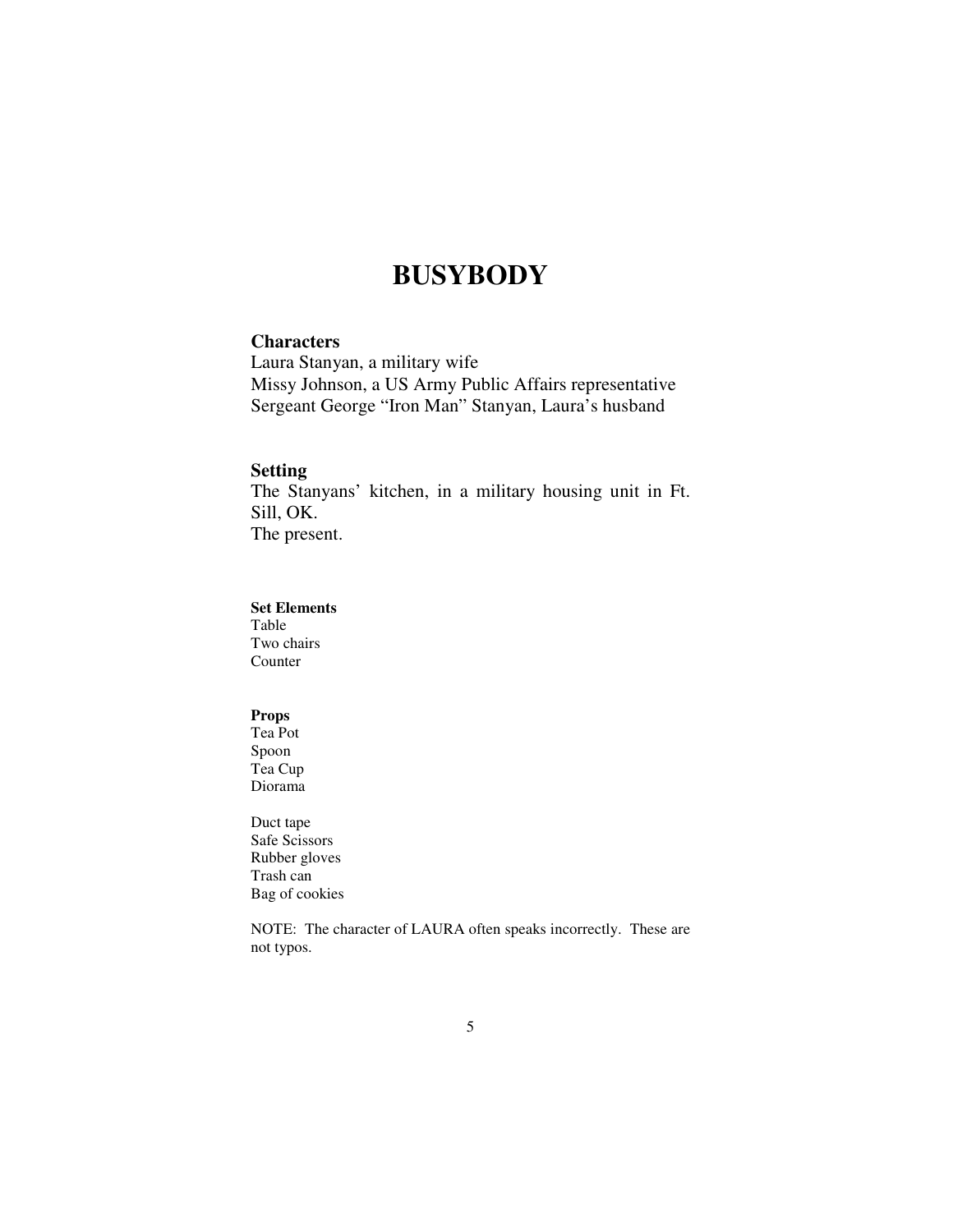# BUSYBODY

**Characters**

Laura Stanyan, a military wife
Missy Johnson, a US Army Public Affairs representative
Sergeant George "Iron Man" Stanyan, Laura's husband

**Setting**

The Stanyans' kitchen, in a military housing unit in Ft. Sill, OK.
The present.

**Set Elements**

Table
Two chairs
Counter

**Props**

Tea Pot
Spoon
Tea Cup
Diorama

Duct tape
Safe Scissors
Rubber gloves
Trash can
Bag of cookies

NOTE: The character of LAURA often speaks incorrectly. These are not typos.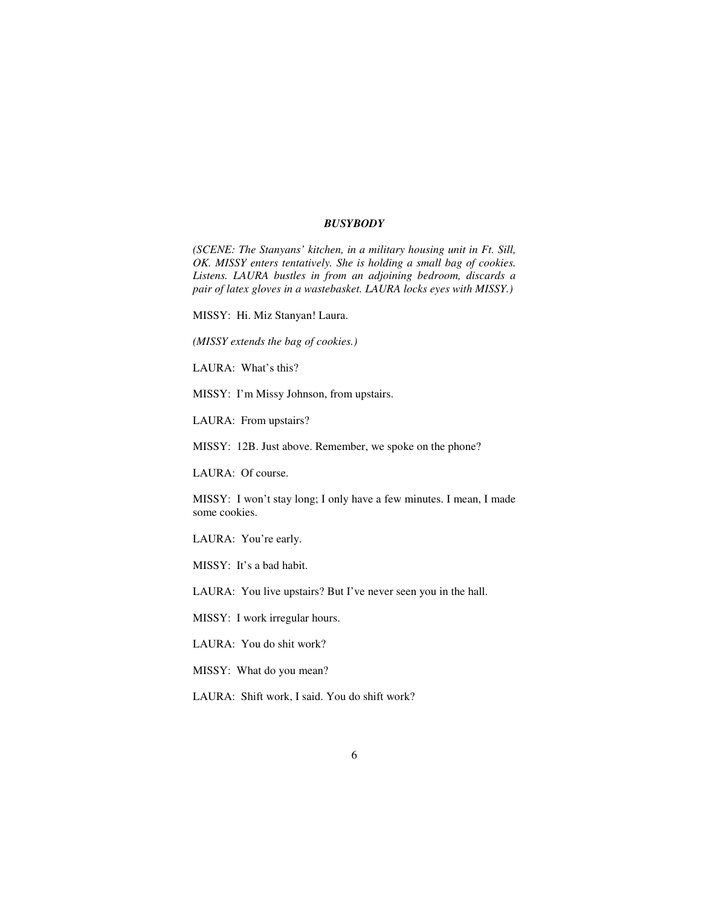### ***BUSYBODY***

*(SCENE: The Stanyans' kitchen, in a military housing unit in Ft. Sill, OK. MISSY enters tentatively. She is holding a small bag of cookies. Listens. LAURA bustles in from an adjoining bedroom, discards a pair of latex gloves in a wastebasket. LAURA locks eyes with MISSY.)*

MISSY: Hi. Miz Stanyan! Laura.

*(MISSY extends the bag of cookies.)*

LAURA: What's this?

MISSY: I'm Missy Johnson, from upstairs.

LAURA: From upstairs?

MISSY: 12B. Just above. Remember, we spoke on the phone?

LAURA: Of course.

MISSY: I won't stay long; I only have a few minutes. I mean, I made some cookies.

LAURA: You're early.

MISSY: It's a bad habit.

LAURA: You live upstairs? But I've never seen you in the hall.

MISSY: I work irregular hours.

LAURA: You do shit work?

MISSY: What do you mean?

LAURA: Shift work, I said. You do shift work?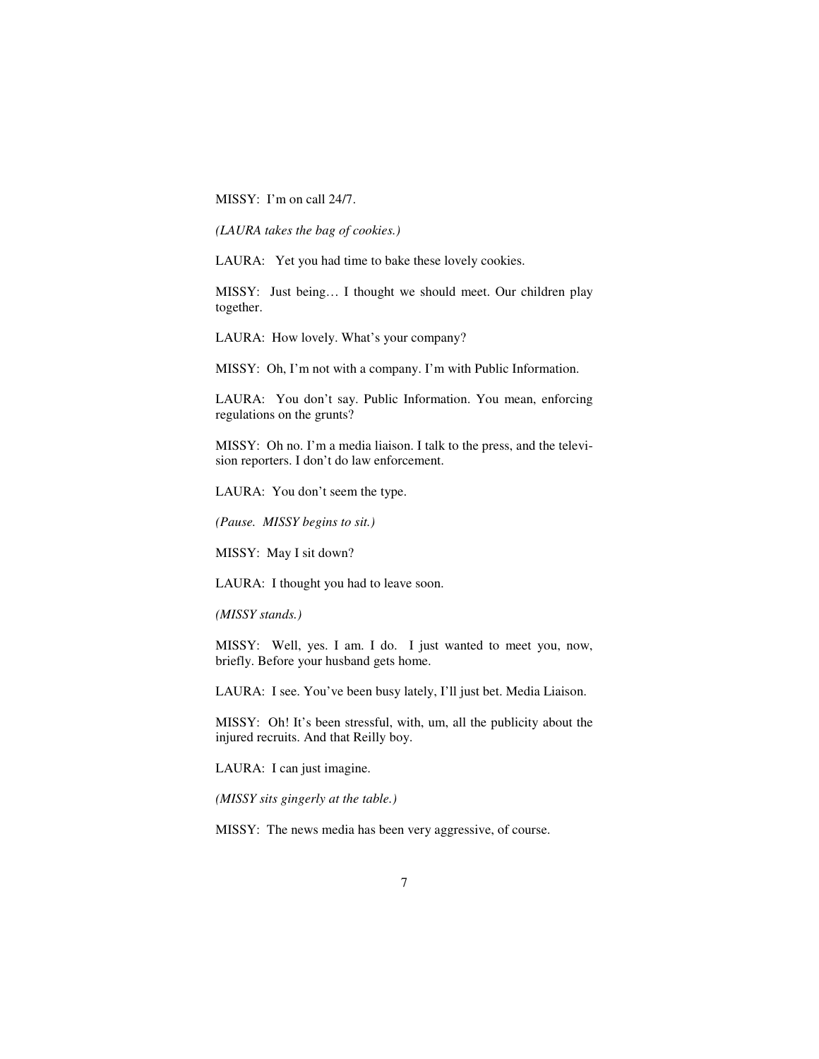MISSY: I'm on call 24/7.

*(LAURA takes the bag of cookies.)*

LAURA: Yet you had time to bake these lovely cookies.

MISSY: Just being… I thought we should meet. Our children play together.

LAURA: How lovely. What's your company?

MISSY: Oh, I'm not with a company. I'm with Public Information.

LAURA: You don't say. Public Information. You mean, enforcing regulations on the grunts?

MISSY: Oh no. I'm a media liaison. I talk to the press, and the television reporters. I don't do law enforcement.

LAURA: You don't seem the type.

*(Pause. MISSY begins to sit.)*

MISSY: May I sit down?

LAURA: I thought you had to leave soon.

*(MISSY stands.)*

MISSY: Well, yes. I am. I do. I just wanted to meet you, now, briefly. Before your husband gets home.

LAURA: I see. You've been busy lately, I'll just bet. Media Liaison.

MISSY: Oh! It's been stressful, with, um, all the publicity about the injured recruits. And that Reilly boy.

LAURA: I can just imagine.

*(MISSY sits gingerly at the table.)*

MISSY: The news media has been very aggressive, of course.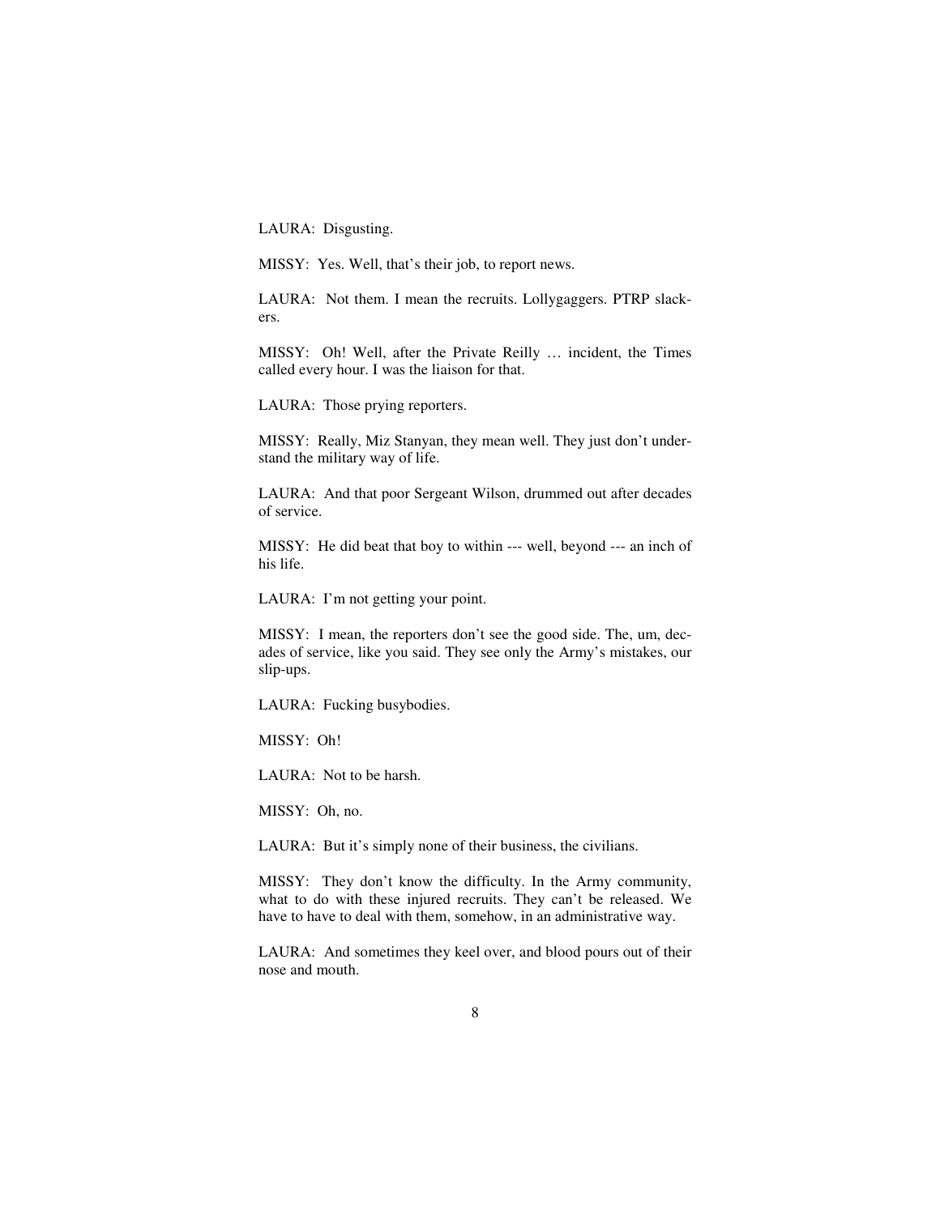LAURA: Disgusting.

MISSY: Yes. Well, that's their job, to report news.

LAURA: Not them. I mean the recruits. Lollygaggers. PTRP slackers.

MISSY: Oh! Well, after the Private Reilly … incident, the Times called every hour. I was the liaison for that.

LAURA: Those prying reporters.

MISSY: Really, Miz Stanyan, they mean well. They just don't understand the military way of life.

LAURA: And that poor Sergeant Wilson, drummed out after decades of service.

MISSY: He did beat that boy to within --- well, beyond --- an inch of his life.

LAURA: I'm not getting your point.

MISSY: I mean, the reporters don't see the good side. The, um, decades of service, like you said. They see only the Army's mistakes, our slip-ups.

LAURA: Fucking busybodies.

MISSY: Oh!

LAURA: Not to be harsh.

MISSY: Oh, no.

LAURA: But it's simply none of their business, the civilians.

MISSY: They don't know the difficulty. In the Army community, what to do with these injured recruits. They can't be released. We have to have to deal with them, somehow, in an administrative way.

LAURA: And sometimes they keel over, and blood pours out of their nose and mouth.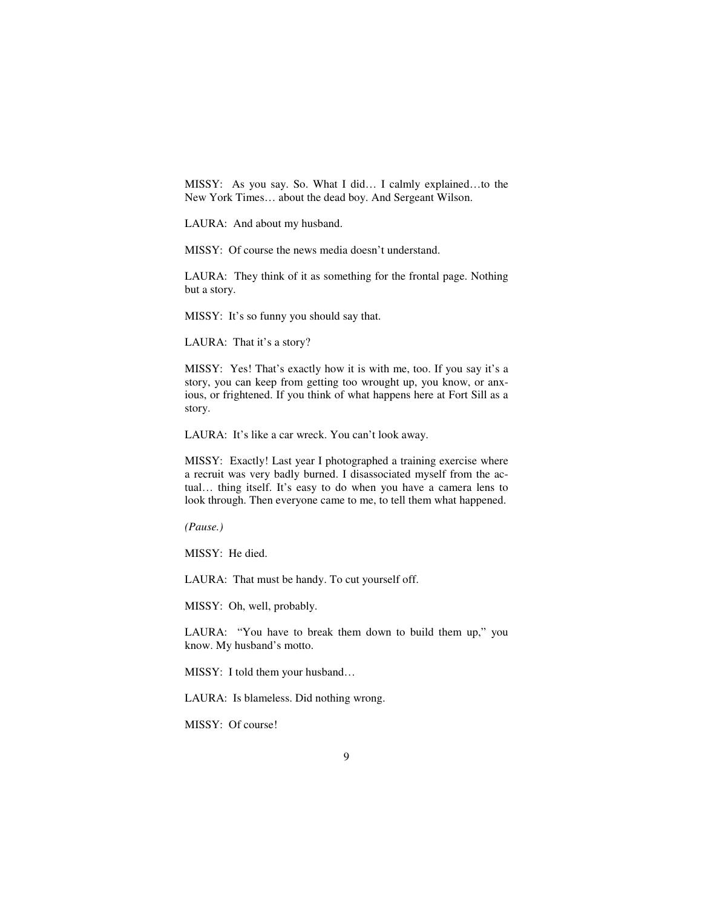MISSY: As you say. So. What I did… I calmly explained…to the New York Times… about the dead boy. And Sergeant Wilson.

LAURA: And about my husband.

MISSY: Of course the news media doesn't understand.

LAURA: They think of it as something for the frontal page. Nothing but a story.

MISSY: It's so funny you should say that.

LAURA: That it's a story?

MISSY: Yes! That's exactly how it is with me, too. If you say it's a story, you can keep from getting too wrought up, you know, or anxious, or frightened. If you think of what happens here at Fort Sill as a story.

LAURA: It's like a car wreck. You can't look away.

MISSY: Exactly! Last year I photographed a training exercise where a recruit was very badly burned. I disassociated myself from the actual… thing itself. It's easy to do when you have a camera lens to look through. Then everyone came to me, to tell them what happened.

*(Pause.)*

MISSY: He died.

LAURA: That must be handy. To cut yourself off.

MISSY: Oh, well, probably.

LAURA: "You have to break them down to build them up," you know. My husband's motto.

MISSY: I told them your husband…

LAURA: Is blameless. Did nothing wrong.

MISSY: Of course!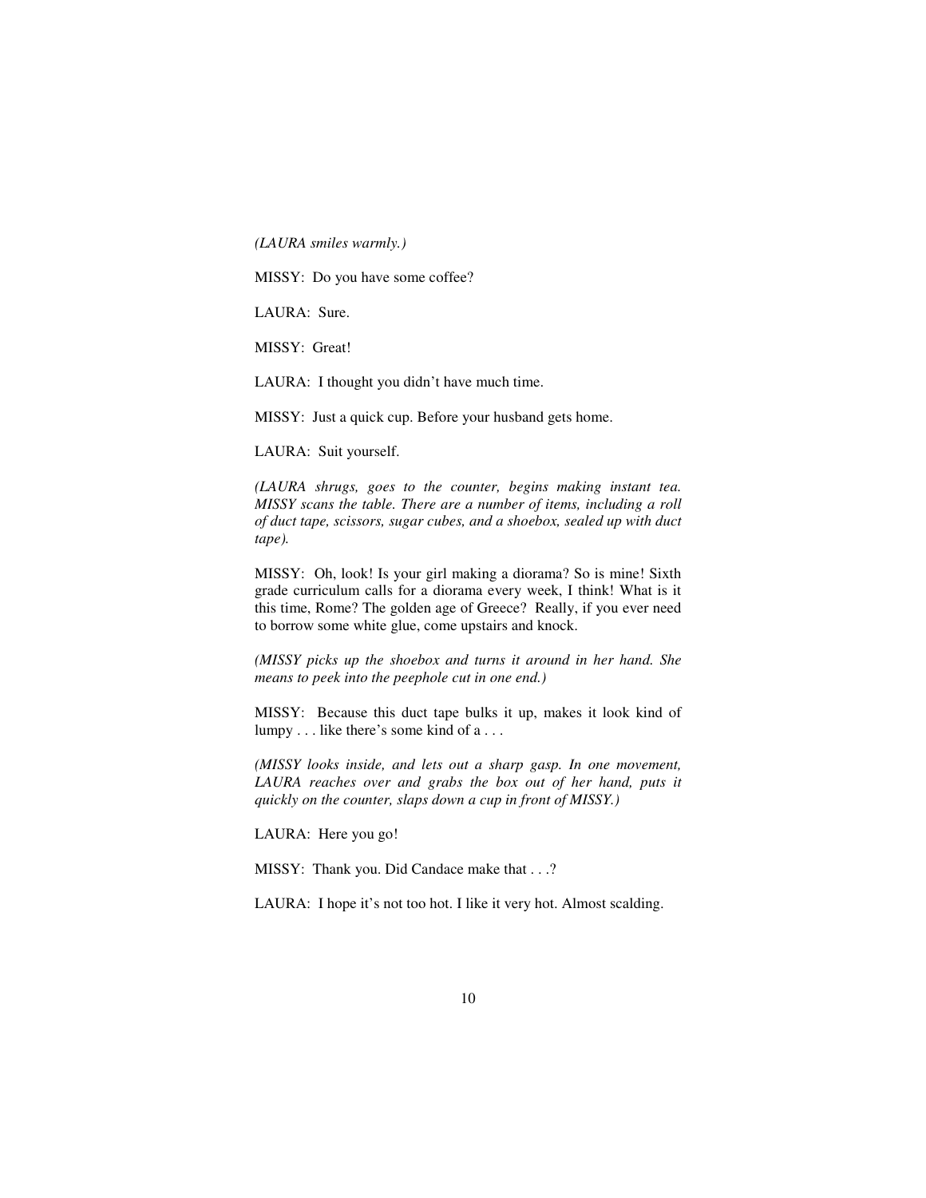*(LAURA smiles warmly.)*

MISSY: Do you have some coffee?

LAURA: Sure.

MISSY: Great!

LAURA: I thought you didn't have much time.

MISSY: Just a quick cup. Before your husband gets home.

LAURA: Suit yourself.

*(LAURA shrugs, goes to the counter, begins making instant tea. MISSY scans the table. There are a number of items, including a roll of duct tape, scissors, sugar cubes, and a shoebox, sealed up with duct tape).*

MISSY: Oh, look! Is your girl making a diorama? So is mine! Sixth grade curriculum calls for a diorama every week, I think! What is it this time, Rome? The golden age of Greece? Really, if you ever need to borrow some white glue, come upstairs and knock.

*(MISSY picks up the shoebox and turns it around in her hand. She means to peek into the peephole cut in one end.)*

MISSY: Because this duct tape bulks it up, makes it look kind of lumpy . . . like there's some kind of a . . .

*(MISSY looks inside, and lets out a sharp gasp. In one movement, LAURA reaches over and grabs the box out of her hand, puts it quickly on the counter, slaps down a cup in front of MISSY.)*

LAURA: Here you go!

MISSY: Thank you. Did Candace make that . . .?

LAURA: I hope it's not too hot. I like it very hot. Almost scalding.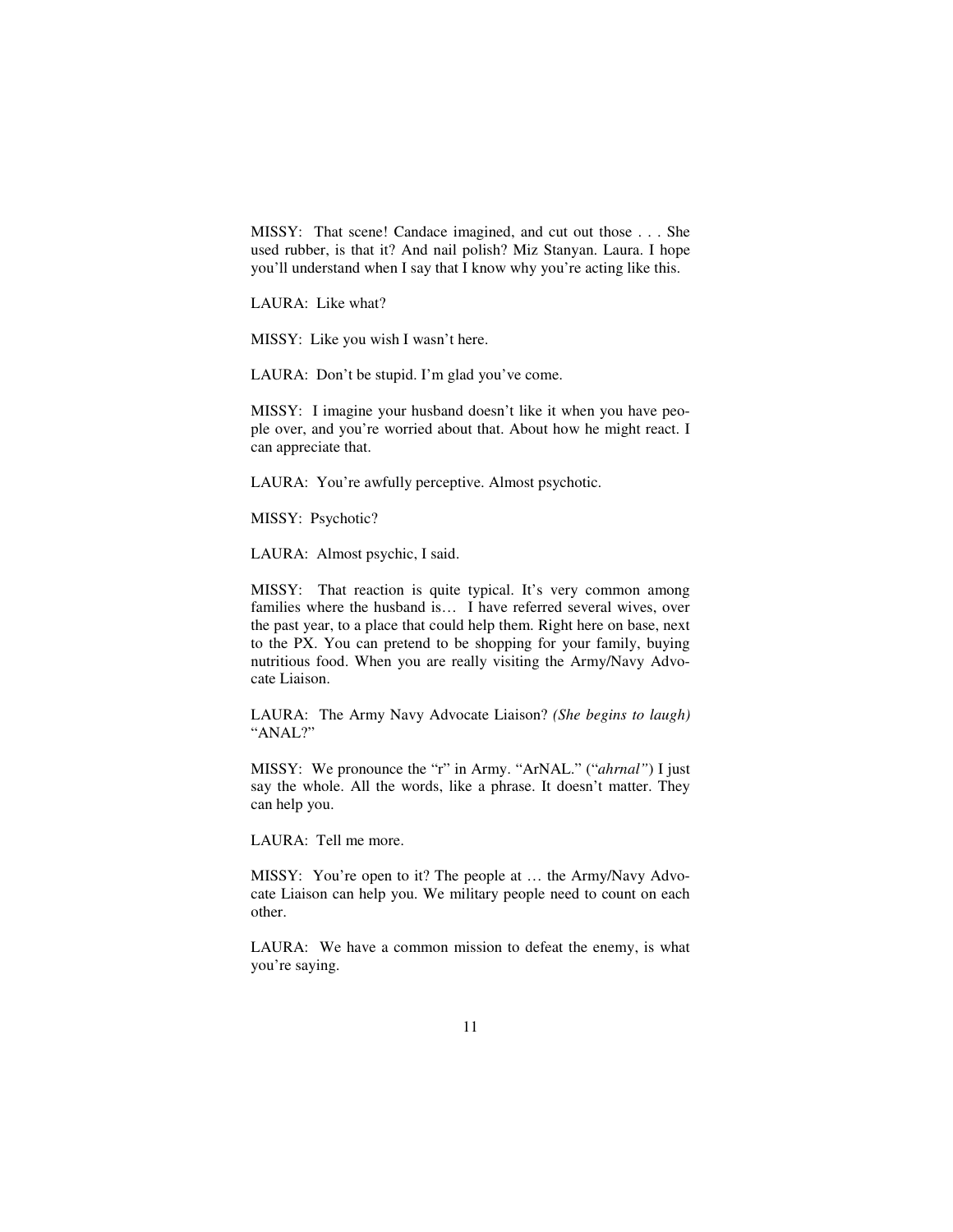MISSY: That scene! Candace imagined, and cut out those . . . She used rubber, is that it? And nail polish? Miz Stanyan. Laura. I hope you'll understand when I say that I know why you're acting like this.

LAURA: Like what?

MISSY: Like you wish I wasn't here.

LAURA: Don't be stupid. I'm glad you've come.

MISSY: I imagine your husband doesn't like it when you have people over, and you're worried about that. About how he might react. I can appreciate that.

LAURA: You're awfully perceptive. Almost psychotic.

MISSY: Psychotic?

LAURA: Almost psychic, I said.

MISSY: That reaction is quite typical. It's very common among families where the husband is… I have referred several wives, over the past year, to a place that could help them. Right here on base, next to the PX. You can pretend to be shopping for your family, buying nutritious food. When you are really visiting the Army/Navy Advocate Liaison.

LAURA: The Army Navy Advocate Liaison? *(She begins to laugh)* "ANAL?"

MISSY: We pronounce the "r" in Army. "ArNAL." ("*ahrnal"*) I just say the whole. All the words, like a phrase. It doesn't matter. They can help you.

LAURA: Tell me more.

MISSY: You're open to it? The people at … the Army/Navy Advocate Liaison can help you. We military people need to count on each other.

LAURA: We have a common mission to defeat the enemy, is what you're saying.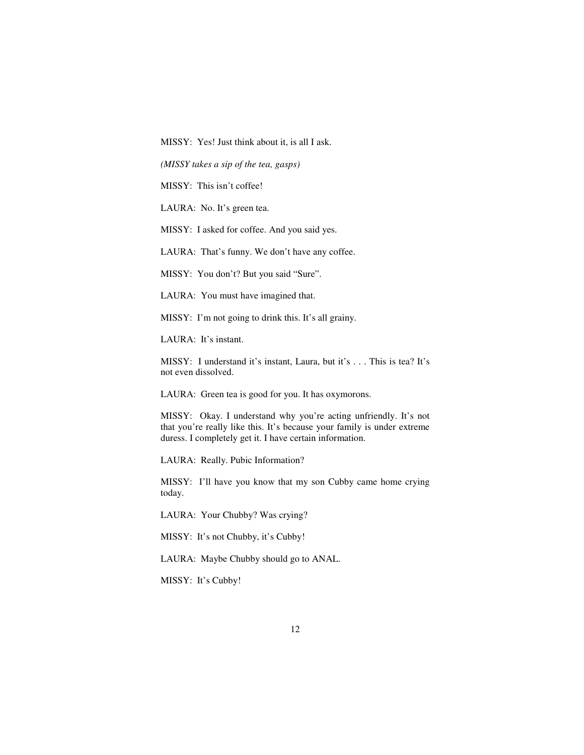MISSY: Yes! Just think about it, is all I ask.

*(MISSY takes a sip of the tea, gasps)*

MISSY: This isn't coffee!

LAURA: No. It's green tea.

MISSY: I asked for coffee. And you said yes.

LAURA: That's funny. We don't have any coffee.

MISSY: You don't? But you said "Sure".

LAURA: You must have imagined that.

MISSY: I'm not going to drink this. It's all grainy.

LAURA: It's instant.

MISSY: I understand it's instant, Laura, but it's . . . This is tea? It's not even dissolved.

LAURA: Green tea is good for you. It has oxymorons.

MISSY: Okay. I understand why you're acting unfriendly. It's not that you're really like this. It's because your family is under extreme duress. I completely get it. I have certain information.

LAURA: Really. Pubic Information?

MISSY: I'll have you know that my son Cubby came home crying today.

LAURA: Your Chubby? Was crying?

MISSY: It's not Chubby, it's Cubby!

LAURA: Maybe Chubby should go to ANAL.

MISSY: It's Cubby!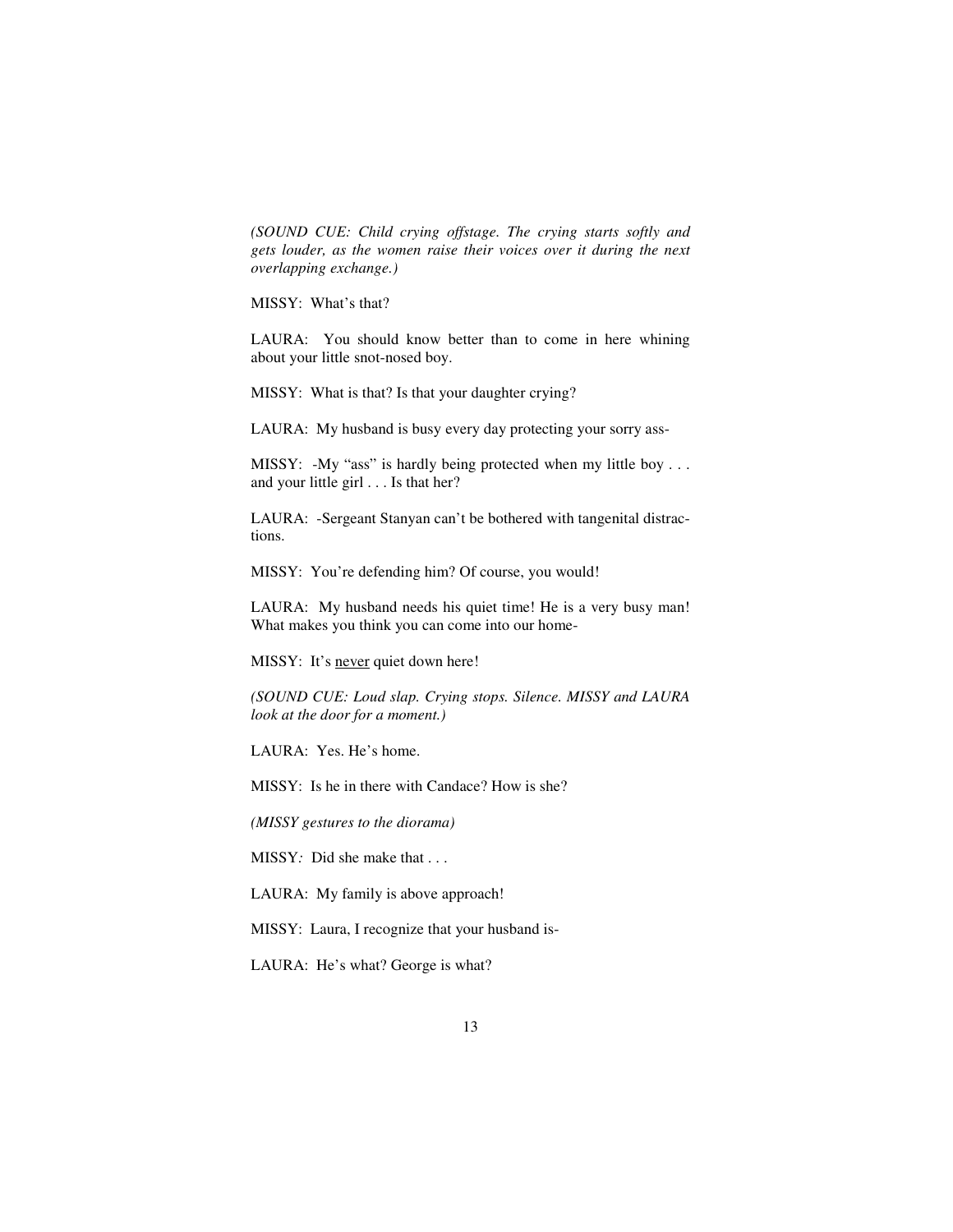*(SOUND CUE: Child crying offstage. The crying starts softly and gets louder, as the women raise their voices over it during the next overlapping exchange.)*

MISSY: What's that?

LAURA: You should know better than to come in here whining about your little snot-nosed boy.

MISSY: What is that? Is that your daughter crying?

LAURA: My husband is busy every day protecting your sorry ass-

MISSY: -My "ass" is hardly being protected when my little boy . . . and your little girl . . . Is that her?

LAURA: -Sergeant Stanyan can't be bothered with tangenital distractions.

MISSY: You're defending him? Of course, you would!

LAURA: My husband needs his quiet time! He is a very busy man! What makes you think you can come into our home-

MISSY: It's <u>never</u> quiet down here!

*(SOUND CUE: Loud slap. Crying stops. Silence. MISSY and LAURA look at the door for a moment.)*

LAURA: Yes. He's home.

MISSY: Is he in there with Candace? How is she?

*(MISSY gestures to the diorama)*

MISSY*:* Did she make that . . .

LAURA: My family is above approach!

MISSY: Laura, I recognize that your husband is-

LAURA: He's what? George is what?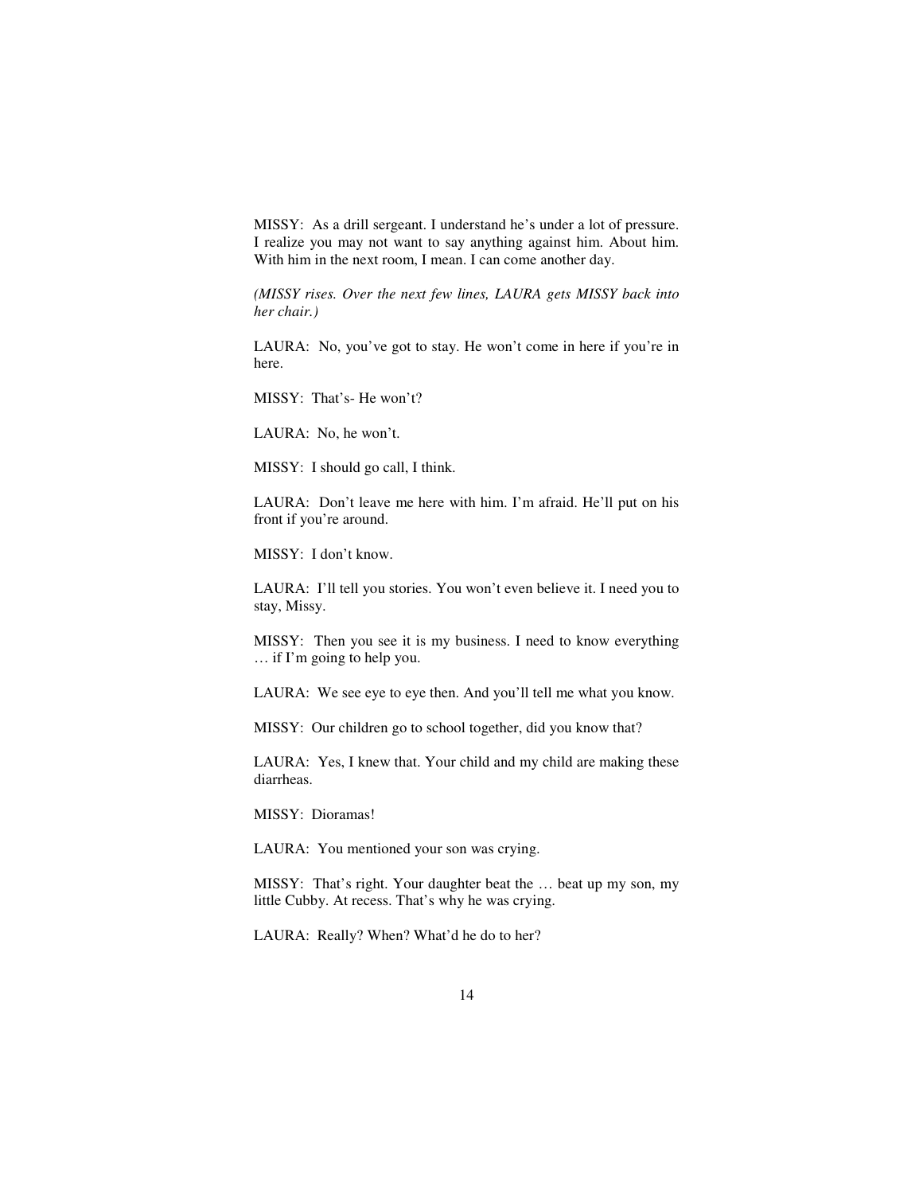MISSY: As a drill sergeant. I understand he's under a lot of pressure. I realize you may not want to say anything against him. About him. With him in the next room, I mean. I can come another day.

*(MISSY rises. Over the next few lines, LAURA gets MISSY back into her chair.)*

LAURA: No, you've got to stay. He won't come in here if you're in here.

MISSY: That's- He won't?

LAURA: No, he won't.

MISSY: I should go call, I think.

LAURA: Don't leave me here with him. I'm afraid. He'll put on his front if you're around.

MISSY: I don't know.

LAURA: I'll tell you stories. You won't even believe it. I need you to stay, Missy.

MISSY: Then you see it is my business. I need to know everything … if I'm going to help you.

LAURA: We see eye to eye then. And you'll tell me what you know.

MISSY: Our children go to school together, did you know that?

LAURA: Yes, I knew that. Your child and my child are making these diarrheas.

MISSY: Dioramas!

LAURA: You mentioned your son was crying.

MISSY: That's right. Your daughter beat the … beat up my son, my little Cubby. At recess. That's why he was crying.

LAURA: Really? When? What'd he do to her?